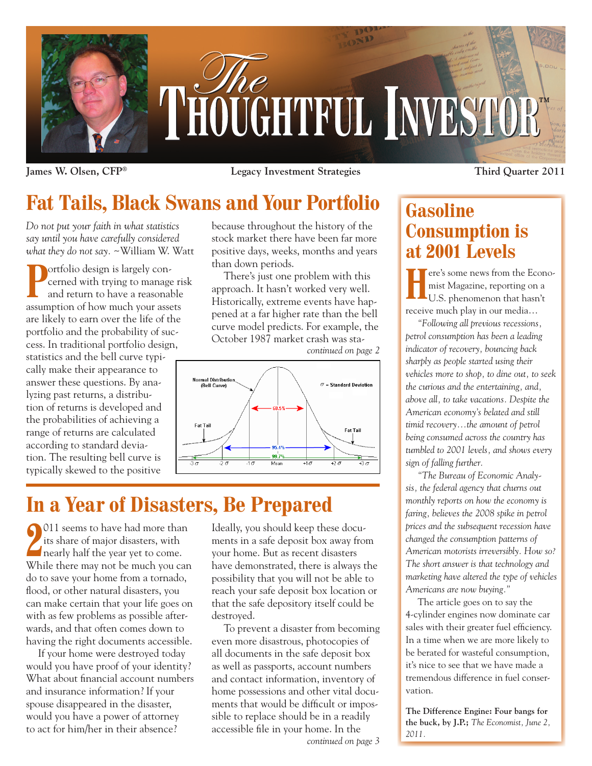# The Thoughtful Investor™

**James W. Olsen, CFP®** | **Legacy Investment Strategies** | **Third Quarter 2011**

## Fat Tails, Black Swans and Your Portfolio

*Do not put your faith in what statistics say until you have carefully considered what they do not say.* ~William W. Watt

Portfolio design is largely concerned with trying to manage risk and return to have a reasonable assumption of how much your assets are likely to earn over the life of the portfolio and the probability of success. In traditional portfolio design, statistics and the bell curve typically make their appearance to answer these questions. By analyzing past returns, a distribution of returns is developed and the probabilities of achieving a range of returns are calculated according to standard deviation. The resulting bell curve is typically skewed to the positive because throughout the history of the stock market there have been far more positive days, weeks, months and years than down periods.

There's just one problem with this approach. It hasn't worked very well. Historically, extreme events have happened at a far higher rate than the bell curve model predicts. For example, the October 1987 market crash was sta-

*continued on page 2*

## In a Year of Disasters, Be Prepared

2011 seems to have had more than its share of major disasters, with nearly half the year yet to come. While there may not be much you can do to save your home from a tornado, flood, or other natural disasters, you can make certain that your life goes on with as few problems as possible afterwards, and that often comes down to having the right documents accessible.

If your home were destroyed today would you have proof of your identity? What about financial account numbers and insurance information? If your spouse disappeared in the disaster, would you have a power of attorney to act for him/her in their absence?

Ideally, you should keep these documents in a safe deposit box away from your home. But as recent disasters have demonstrated, there is always the possibility that you will not be able to reach your safe deposit box location or that the safe depository itself could be destroyed.

To prevent a disaster from becoming even more disastrous, photocopies of all documents in the safe deposit box as well as passports, account numbers and contact information, inventory of home possessions and other vital documents that would be difficult or impossible to replace should be in a readily accessible file in your home. In the

*continued on page 3*

## Gasoline Consumption is at 2001 Levels

Here's some news from the Economist Magazine, reporting on a U.S. phenomenon that hasn't receive much play in our media…

*"Following all previous recessions, petrol consumption has been a leading indicator of recovery, bouncing back sharply as people started using their vehicles more to shop, to dine out, to seek the curious and the entertaining, and, above all, to take vacations. Despite the American economy's belated and still timid recovery…the amount of petrol being consumed across the country has tumbled to 2001 levels, and shows every sign of falling further.*

*"The Bureau of Economic Analysis, the federal agency that churns out monthly reports on how the economy is faring, believes the 2008 spike in petrol prices and the subsequent recession have changed the consumption patterns of American motorists irreversibly. How so? The short answer is that technology and marketing have altered the type of vehicles Americans are now buying."*

The article goes on to say the 4-cylinder engines now dominate car sales with their greater fuel efficiency. In a time when we are more likely to be berated for wasteful consumption, it's nice to see that we have made a tremendous difference in fuel conservation.

**The Difference Engine: Four bangs for the buck, by J.P.;** *The Economist, June 2, 2011.*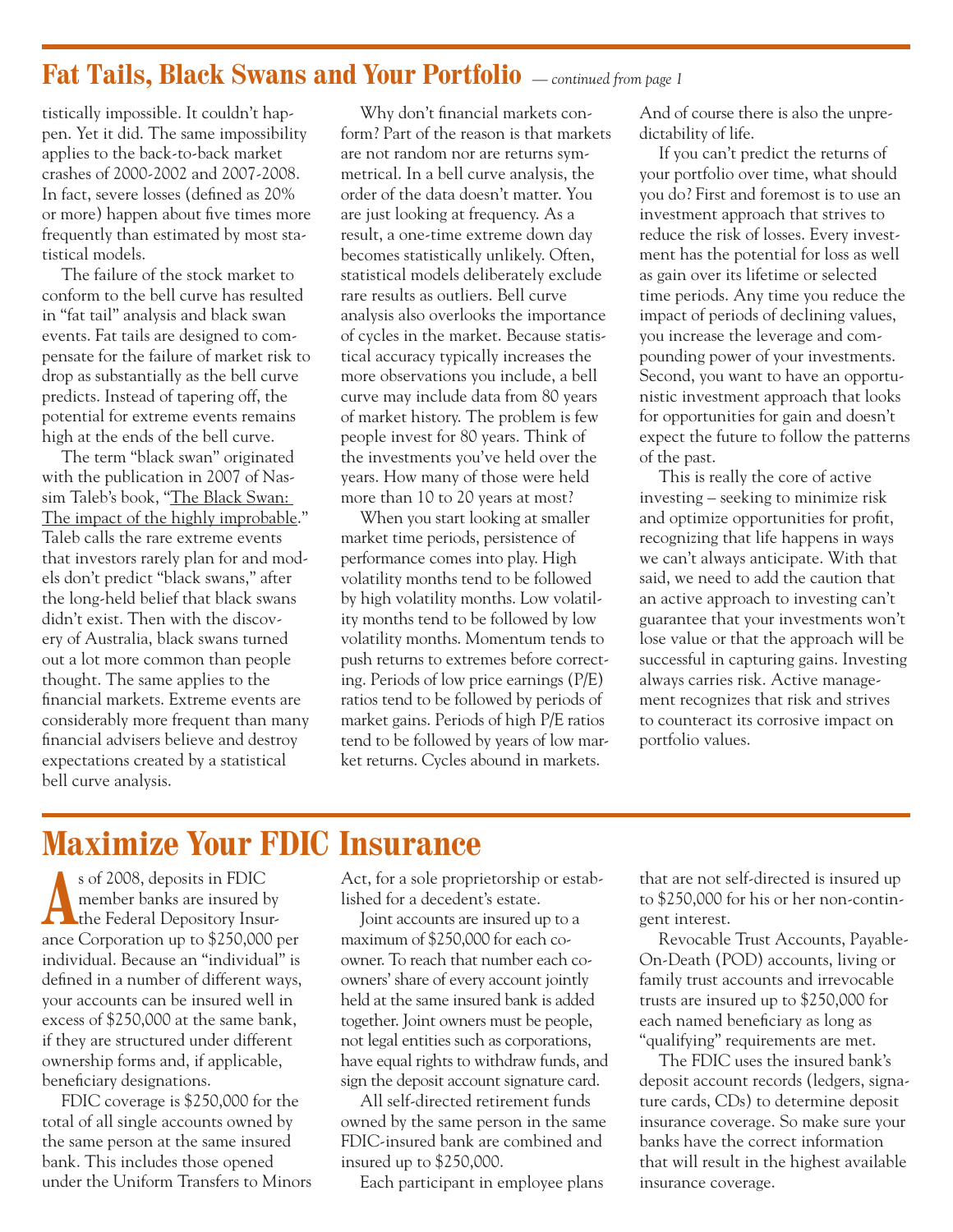## Fat Tails, Black Swans and Your Portfolio *— continued from page 1*

tistically impossible. It couldn't happen. Yet it did. The same impossibility applies to the back-to-back market crashes of 2000-2002 and 2007-2008. In fact, severe losses (defined as 20% or more) happen about five times more frequently than estimated by most statistical models.

The failure of the stock market to conform to the bell curve has resulted in "fat tail" analysis and black swan events. Fat tails are designed to compensate for the failure of market risk to drop as substantially as the bell curve predicts. Instead of tapering off, the potential for extreme events remains high at the ends of the bell curve.

The term "black swan" originated with the publication in 2007 of Nassim Taleb's book, "The Black Swan: The impact of the highly improbable." Taleb calls the rare extreme events that investors rarely plan for and models don't predict "black swans," after the long-held belief that black swans didn't exist. Then with the discovery of Australia, black swans turned out a lot more common than people thought. The same applies to the financial markets. Extreme events are considerably more frequent than many financial advisers believe and destroy expectations created by a statistical bell curve analysis.

Why don't financial markets conform? Part of the reason is that markets are not random nor are returns symmetrical. In a bell curve analysis, the order of the data doesn't matter. You are just looking at frequency. As a result, a one-time extreme down day becomes statistically unlikely. Often, statistical models deliberately exclude rare results as outliers. Bell curve analysis also overlooks the importance of cycles in the market. Because statistical accuracy typically increases the more observations you include, a bell curve may include data from 80 years of market history. The problem is few people invest for 80 years. Think of the investments you've held over the years. How many of those were held more than 10 to 20 years at most?

When you start looking at smaller market time periods, persistence of performance comes into play. High volatility months tend to be followed by high volatility months. Low volatility months tend to be followed by low volatility months. Momentum tends to push returns to extremes before correcting. Periods of low price earnings (P/E) ratios tend to be followed by periods of market gains. Periods of high P/E ratios tend to be followed by years of low market returns. Cycles abound in markets. And of course there is also the unpredictability of life.

If you can't predict the returns of your portfolio over time, what should you do? First and foremost is to use an investment approach that strives to reduce the risk of losses. Every investment has the potential for loss as well as gain over its lifetime or selected time periods. Any time you reduce the impact of periods of declining values, you increase the leverage and compounding power of your investments. Second, you want to have an opportunistic investment approach that looks for opportunities for gain and doesn't expect the future to follow the patterns of the past.

This is really the core of active investing – seeking to minimize risk and optimize opportunities for profit, recognizing that life happens in ways we can't always anticipate. With that said, we need to add the caution that an active approach to investing can't guarantee that your investments won't lose value or that the approach will be successful in capturing gains. Investing always carries risk. Active management recognizes that risk and strives to counteract its corrosive impact on portfolio values.

# Maximize Your FDIC Insurance

As of 2008, deposits in FDIC member banks are insured by the Federal Depository Insurance Corporation up to $250,000 per individual. Because an "individual" is defined in a number of different ways, your accounts can be insured well in excess of $250,000 at the same bank, if they are structured under different ownership forms and, if applicable, beneficiary designations.

FDIC coverage is $250,000 for the total of all single accounts owned by the same person at the same insured bank. This includes those opened under the Uniform Transfers to Minors Act, for a sole proprietorship or established for a decedent's estate.

Joint accounts are insured up to a maximum of $250,000 for each co-owner. To reach that number each co-owners' share of every account jointly held at the same insured bank is added together. Joint owners must be people, not legal entities such as corporations, have equal rights to withdraw funds, and sign the deposit account signature card.

All self-directed retirement funds owned by the same person in the same FDIC-insured bank are combined and insured up to $250,000.

Each participant in employee plans that are not self-directed is insured up to $250,000 for his or her non-contingent interest.

Revocable Trust Accounts, Payable-On-Death (POD) accounts, living or family trust accounts and irrevocable trusts are insured up to $250,000 for each named beneficiary as long as "qualifying" requirements are met.

The FDIC uses the insured bank's deposit account records (ledgers, signature cards, CDs) to determine deposit insurance coverage. So make sure your banks have the correct information that will result in the highest available insurance coverage.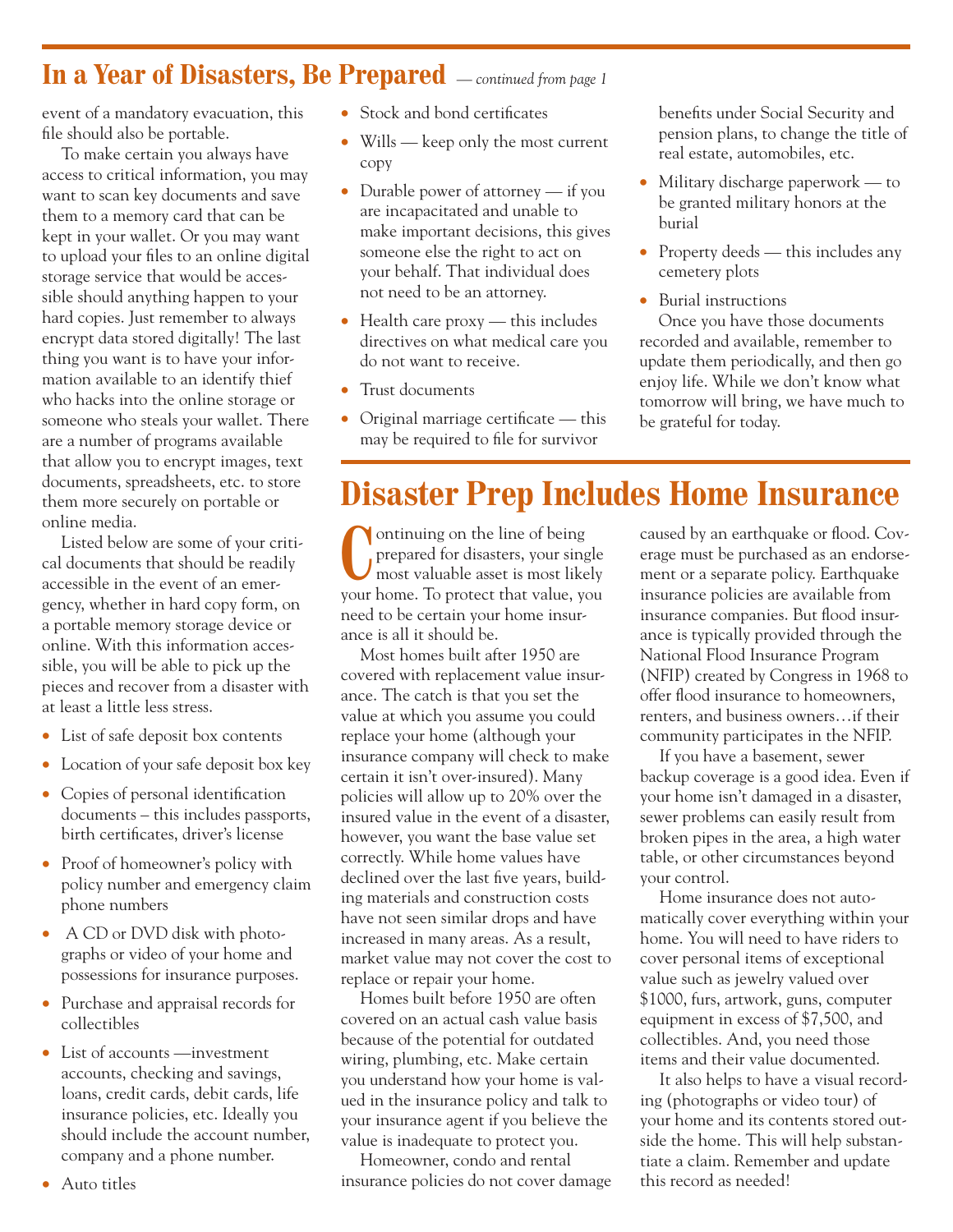## In a Year of Disasters, Be Prepared *— continued from page 1*

event of a mandatory evacuation, this file should also be portable.

To make certain you always have access to critical information, you may want to scan key documents and save them to a memory card that can be kept in your wallet. Or you may want to upload your files to an online digital storage service that would be accessible should anything happen to your hard copies. Just remember to always encrypt data stored digitally! The last thing you want is to have your information available to an identify thief who hacks into the online storage or someone who steals your wallet. There are a number of programs available that allow you to encrypt images, text documents, spreadsheets, etc. to store them more securely on portable or online media.

Listed below are some of your critical documents that should be readily accessible in the event of an emergency, whether in hard copy form, on a portable memory storage device or online. With this information accessible, you will be able to pick up the pieces and recover from a disaster with at least a little less stress.

- List of safe deposit box contents
- Location of your safe deposit box key
- Copies of personal identification documents – this includes passports, birth certificates, driver's license
- Proof of homeowner's policy with policy number and emergency claim phone numbers
- A CD or DVD disk with photographs or video of your home and possessions for insurance purposes.
- Purchase and appraisal records for collectibles
- List of accounts —investment accounts, checking and savings, loans, credit cards, debit cards, life insurance policies, etc. Ideally you should include the account number, company and a phone number.
- Auto titles
- Stock and bond certificates
- Wills — keep only the most current copy
- Durable power of attorney — if you are incapacitated and unable to make important decisions, this gives someone else the right to act on your behalf. That individual does not need to be an attorney.
- Health care proxy — this includes directives on what medical care you do not want to receive.
- Trust documents
- Original marriage certificate — this may be required to file for survivor benefits under Social Security and pension plans, to change the title of real estate, automobiles, etc.
- Military discharge paperwork — to be granted military honors at the burial
- Property deeds — this includes any cemetery plots
- Burial instructions

Once you have those documents recorded and available, remember to update them periodically, and then go enjoy life. While we don't know what tomorrow will bring, we have much to be grateful for today.

# Disaster Prep Includes Home Insurance

Continuing on the line of being prepared for disasters, your single most valuable asset is most likely your home. To protect that value, you need to be certain your home insurance is all it should be.

Most homes built after 1950 are covered with replacement value insurance. The catch is that you set the value at which you assume you could replace your home (although your insurance company will check to make certain it isn't over-insured). Many policies will allow up to 20% over the insured value in the event of a disaster, however, you want the base value set correctly. While home values have declined over the last five years, building materials and construction costs have not seen similar drops and have increased in many areas. As a result, market value may not cover the cost to replace or repair your home.

Homes built before 1950 are often covered on an actual cash value basis because of the potential for outdated wiring, plumbing, etc. Make certain you understand how your home is valued in the insurance policy and talk to your insurance agent if you believe the value is inadequate to protect you.

Homeowner, condo and rental insurance policies do not cover damage caused by an earthquake or flood. Coverage must be purchased as an endorsement or a separate policy. Earthquake insurance policies are available from insurance companies. But flood insurance is typically provided through the National Flood Insurance Program (NFIP) created by Congress in 1968 to offer flood insurance to homeowners, renters, and business owners…if their community participates in the NFIP.

If you have a basement, sewer backup coverage is a good idea. Even if your home isn't damaged in a disaster, sewer problems can easily result from broken pipes in the area, a high water table, or other circumstances beyond your control.

Home insurance does not automatically cover everything within your home. You will need to have riders to cover personal items of exceptional value such as jewelry valued over $1000, furs, artwork, guns, computer equipment in excess of $7,500, and collectibles. And, you need those items and their value documented.

It also helps to have a visual recording (photographs or video tour) of your home and its contents stored outside the home. This will help substantiate a claim. Remember and update this record as needed!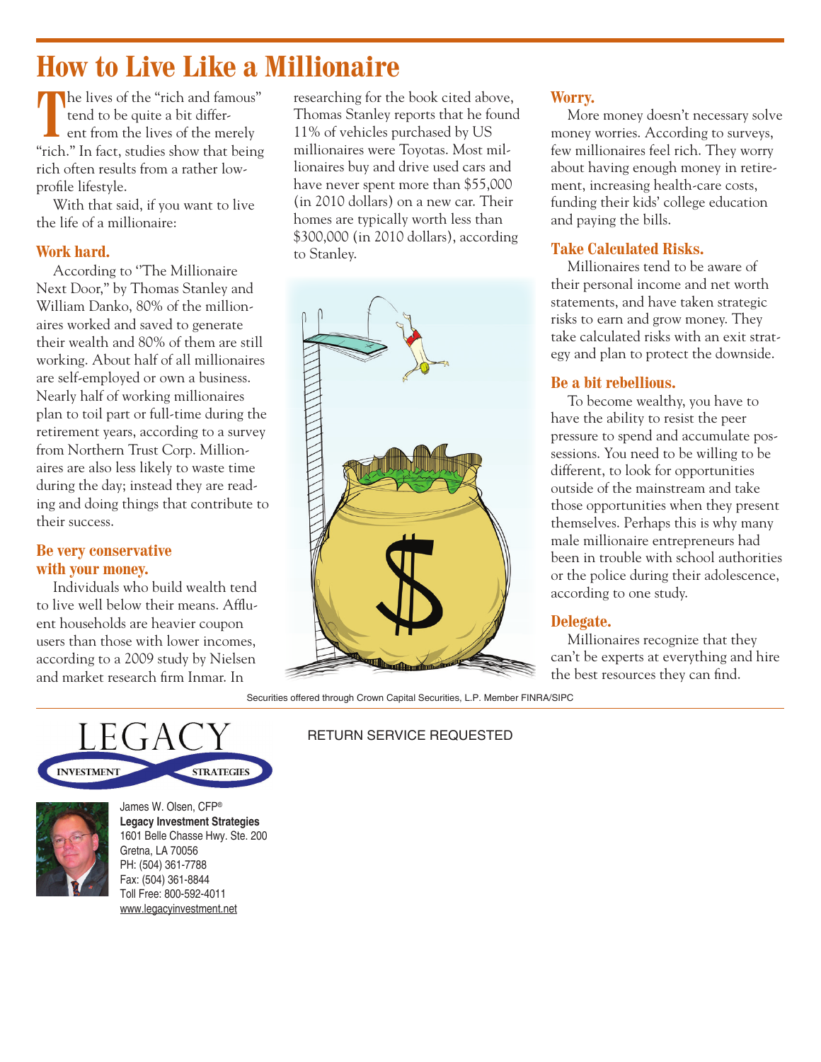# How to Live Like a Millionaire

The lives of the "rich and famous" tend to be quite a bit different from the lives of the merely "rich." In fact, studies show that being rich often results from a rather low-profile lifestyle.

With that said, if you want to live the life of a millionaire:

## Work hard.

According to "The Millionaire Next Door," by Thomas Stanley and William Danko, 80% of the millionaires worked and saved to generate their wealth and 80% of them are still working. About half of all millionaires are self-employed or own a business. Nearly half of working millionaires plan to toil part or full-time during the retirement years, according to a survey from Northern Trust Corp. Millionaires are also less likely to waste time during the day; instead they are reading and doing things that contribute to their success.

## Be very conservative with your money.

Individuals who build wealth tend to live well below their means. Affluent households are heavier coupon users than those with lower incomes, according to a 2009 study by Nielsen and market research firm Inmar. In researching for the book cited above, Thomas Stanley reports that he found 11% of vehicles purchased by US millionaires were Toyotas. Most millionaires buy and drive used cars and have never spent more than $55,000 (in 2010 dollars) on a new car. Their homes are typically worth less than $300,000 (in 2010 dollars), according to Stanley.

## Worry.

More money doesn't necessary solve money worries. According to surveys, few millionaires feel rich. They worry about having enough money in retirement, increasing health-care costs, funding their kids' college education and paying the bills.

## Take Calculated Risks.

Millionaires tend to be aware of their personal income and net worth statements, and have taken strategic risks to earn and grow money. They take calculated risks with an exit strategy and plan to protect the downside.

## Be a bit rebellious.

To become wealthy, you have to have the ability to resist the peer pressure to spend and accumulate possessions. You need to be willing to be different, to look for opportunities outside of the mainstream and take those opportunities when they present themselves. Perhaps this is why many male millionaire entrepreneurs had been in trouble with school authorities or the police during their adolescence, according to one study.

## Delegate.

Millionaires recognize that they can't be experts at everything and hire the best resources they can find.

Securities offered through Crown Capital Securities, L.P. Member FINRA/SIPC

LEGACY INVESTMENT STRATEGIES

RETURN SERVICE REQUESTED

James W. Olsen, CFP®
**Legacy Investment Strategies**
1601 Belle Chasse Hwy. Ste. 200
Gretna, LA 70056
PH: (504) 361-7788
Fax: (504) 361-8844
Toll Free: 800-592-4011
www.legacyinvestment.net